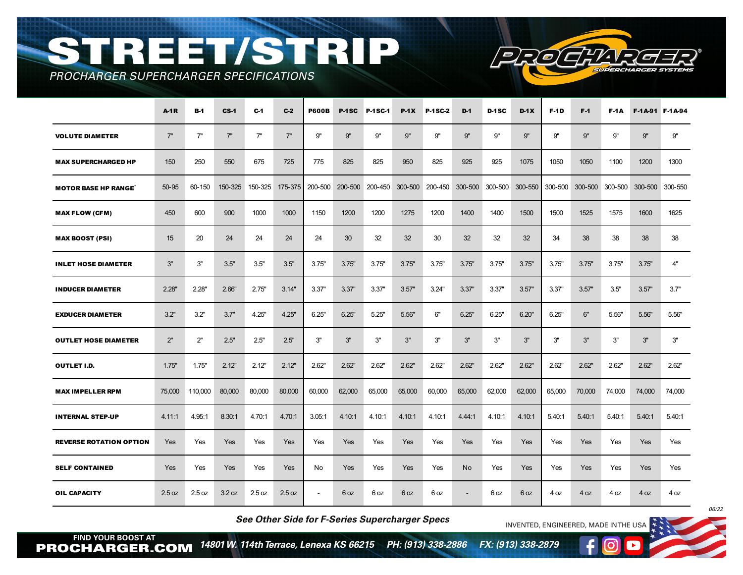# STREET/STRIP

*PROCHARGER SUPERCHARGER SPECIFICATIONS*

| | A-1R | B-1 | CS-1 | C-1 | C-2 | P600B | P-1SC | P-1SC-1 | P-1X | P-1SC-2 | D-1 | D-1SC | D-1X | F-1D | F-1 | F-1A | F-1A-91 | F-1A-94 |
|---|---|---|---|---|---|---|---|---|---|---|---|---|---|---|---|---|---|---|
| **VOLUTE DIAMETER** | 7" | 7" | 7" | 7" | 7" | 9" | 9" | 9" | 9" | 9" | 9" | 9" | 9" | 9" | 9" | 9" | 9" | 9" |
| **MAX SUPERCHARGED HP** | 150 | 250 | 550 | 675 | 725 | 775 | 825 | 825 | 950 | 825 | 925 | 925 | 1075 | 1050 | 1050 | 1100 | 1200 | 1300 |
| **MOTOR BASE HP RANGE*** | 50-95 | 60-150 | 150-325 | 150-325 | 175-375 | 200-500 | 200-500 | 200-450 | 300-500 | 200-450 | 300-500 | 300-500 | 300-550 | 300-500 | 300-500 | 300-500 | 300-500 | 300-550 |
| **MAX FLOW (CFM)** | 450 | 600 | 900 | 1000 | 1000 | 1150 | 1200 | 1200 | 1275 | 1200 | 1400 | 1400 | 1500 | 1500 | 1525 | 1575 | 1600 | 1625 |
| **MAX BOOST (PSI)** | 15 | 20 | 24 | 24 | 24 | 24 | 30 | 32 | 32 | 30 | 32 | 32 | 32 | 34 | 38 | 38 | 38 | 38 |
| **INLET HOSE DIAMETER** | 3" | 3" | 3.5" | 3.5" | 3.5" | 3.75" | 3.75" | 3.75" | 3.75" | 3.75" | 3.75" | 3.75" | 3.75" | 3.75" | 3.75" | 3.75" | 3.75" | 4" |
| **INDUCER DIAMETER** | 2.28" | 2.28" | 2.66" | 2.75" | 3.14" | 3.37" | 3.37" | 3.37" | 3.57" | 3.24" | 3.37" | 3.37" | 3.57" | 3.37" | 3.57" | 3.5" | 3.57" | 3.7" |
| **EXDUCER DIAMETER** | 3.2" | 3.2" | 3.7" | 4.25" | 4.25" | 6.25" | 6.25" | 5.25" | 5.56" | 6" | 6.25" | 6.25" | 6.20" | 6.25" | 6" | 5.56" | 5.56" | 5.56" |
| **OUTLET HOSE DIAMETER** | 2" | 2" | 2.5" | 2.5" | 2.5" | 3" | 3" | 3" | 3" | 3" | 3" | 3" | 3" | 3" | 3" | 3" | 3" | 3" |
| **OUTLET I.D.** | 1.75" | 1.75" | 2.12" | 2.12" | 2.12" | 2.62" | 2.62" | 2.62" | 2.62" | 2.62" | 2.62" | 2.62" | 2.62" | 2.62" | 2.62" | 2.62" | 2.62" | 2.62" |
| **MAX IMPELLER RPM** | 75,000 | 110,000 | 80,000 | 80,000 | 80,000 | 60,000 | 62,000 | 65,000 | 65,000 | 60,000 | 65,000 | 62,000 | 62,000 | 65,000 | 70,000 | 74,000 | 74,000 | 74,000 |
| **INTERNAL STEP-UP** | 4.11:1 | 4.95:1 | 8.30:1 | 4.70:1 | 4.70:1 | 3.05:1 | 4.10:1 | 4.10:1 | 4.10:1 | 4.10:1 | 4.44:1 | 4.10:1 | 4.10:1 | 5.40:1 | 5.40:1 | 5.40:1 | 5.40:1 | 5.40:1 |
| **REVERSE ROTATION OPTION** | Yes | Yes | Yes | Yes | Yes | Yes | Yes | Yes | Yes | Yes | Yes | Yes | Yes | Yes | Yes | Yes | Yes | Yes |
| **SELF CONTAINED** | Yes | Yes | Yes | Yes | Yes | No | Yes | Yes | Yes | Yes | No | Yes | Yes | Yes | Yes | Yes | Yes | Yes |
| **OIL CAPACITY** | 2.5 oz | 2.5 oz | 3.2 oz | 2.5 oz | 2.5 oz | - | 6 oz | 6 oz | 6 oz | 6 oz | - | 6 oz | 6 oz | 4 oz | 4 oz | 4 oz | 4 oz | 4 oz |

06/22

***See Other Side for F-Series Supercharger Specs***

INVENTED, ENGINEERED, MADE IN THE USA

FIND YOUR BOOST AT **PROCHARGER.COM**

*14801 W. 114th Terrace, Lenexa KS 66215 PH: (913) 338-2886 FX: (913) 338-2879*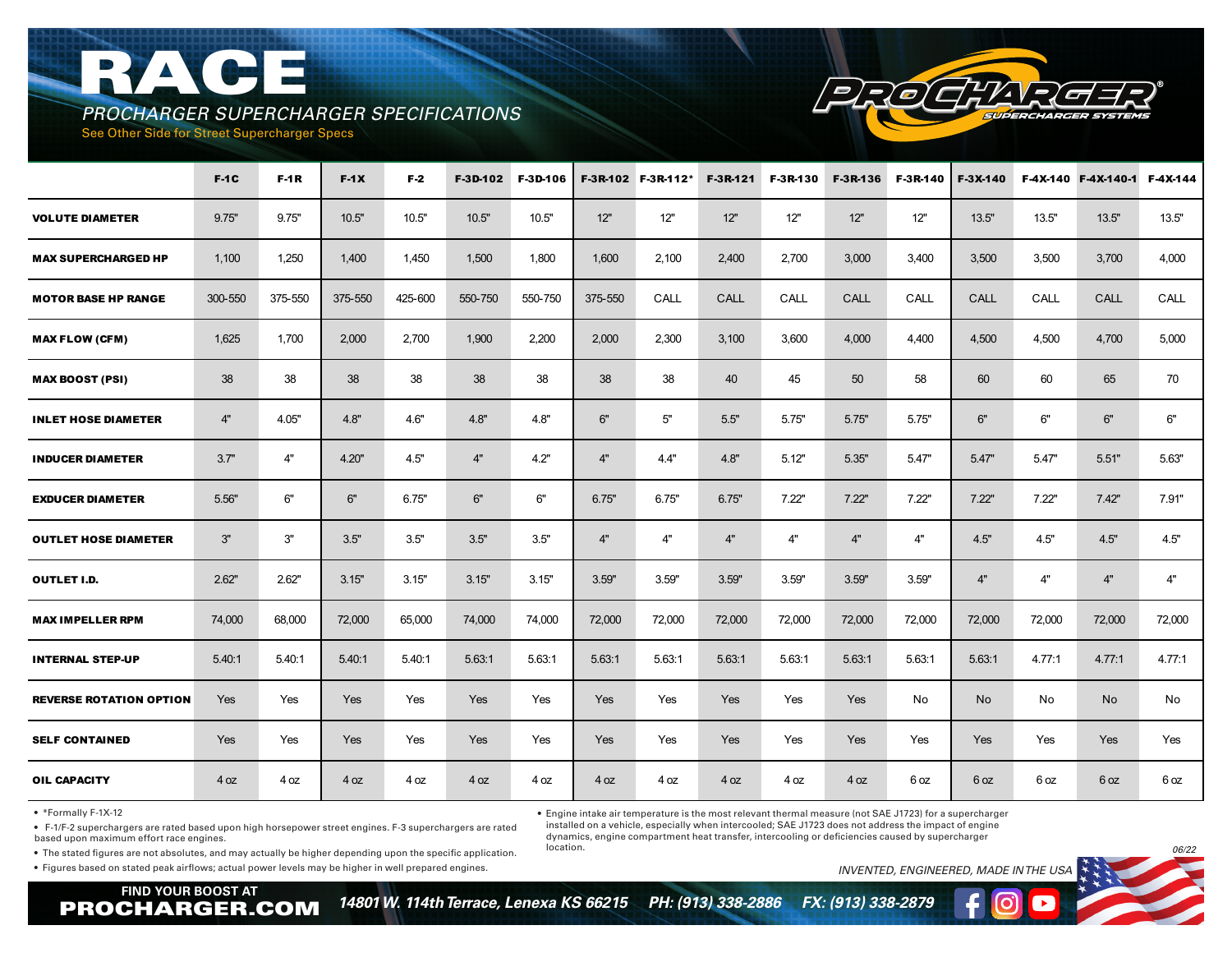# RACE

## PROCHARGER SUPERCHARGER SPECIFICATIONS

See Other Side for Street Supercharger Specs

PROCHARGER® SUPERCHARGER SYSTEMS

| | F-1C | F-1R | F-1X | F-2 | F-3D-102 | F-3D-106 | F-3R-102 | F-3R-112* | F-3R-121 | F-3R-130 | F-3R-136 | F-3R-140 | F-3X-140 | F-4X-140 | F-4X-140-1 | F-4X-144 |
|---|---|---|---|---|---|---|---|---|---|---|---|---|---|---|---|---|
| **VOLUTE DIAMETER** | 9.75" | 9.75" | 10.5" | 10.5" | 10.5" | 10.5" | 12" | 12" | 12" | 12" | 12" | 12" | 13.5" | 13.5" | 13.5" | 13.5" |
| **MAX SUPERCHARGED HP** | 1,100 | 1,250 | 1,400 | 1,450 | 1,500 | 1,800 | 1,600 | 2,100 | 2,400 | 2,700 | 3,000 | 3,400 | 3,500 | 3,500 | 3,700 | 4,000 |
| **MOTOR BASE HP RANGE** | 300-550 | 375-550 | 375-550 | 425-600 | 550-750 | 550-750 | 375-550 | CALL | CALL | CALL | CALL | CALL | CALL | CALL | CALL | CALL |
| **MAX FLOW (CFM)** | 1,625 | 1,700 | 2,000 | 2,700 | 1,900 | 2,200 | 2,000 | 2,300 | 3,100 | 3,600 | 4,000 | 4,400 | 4,500 | 4,500 | 4,700 | 5,000 |
| **MAX BOOST (PSI)** | 38 | 38 | 38 | 38 | 38 | 38 | 38 | 38 | 40 | 45 | 50 | 58 | 60 | 60 | 65 | 70 |
| **INLET HOSE DIAMETER** | 4" | 4.05" | 4.8" | 4.6" | 4.8" | 4.8" | 6" | 5" | 5.5" | 5.75" | 5.75" | 5.75" | 6" | 6" | 6" | 6" |
| **INDUCER DIAMETER** | 3.7" | 4" | 4.20" | 4.5" | 4" | 4.2" | 4" | 4.4" | 4.8" | 5.12" | 5.35" | 5.47" | 5.47" | 5.47" | 5.51" | 5.63" |
| **EXDUCER DIAMETER** | 5.56" | 6" | 6" | 6.75" | 6" | 6" | 6.75" | 6.75" | 6.75" | 7.22" | 7.22" | 7.22" | 7.22" | 7.22" | 7.42" | 7.91" |
| **OUTLET HOSE DIAMETER** | 3" | 3" | 3.5" | 3.5" | 3.5" | 3.5" | 4" | 4" | 4" | 4" | 4" | 4" | 4.5" | 4.5" | 4.5" | 4.5" |
| **OUTLET I.D.** | 2.62" | 2.62" | 3.15" | 3.15" | 3.15" | 3.15" | 3.59" | 3.59" | 3.59" | 3.59" | 3.59" | 3.59" | 4" | 4" | 4" | 4" |
| **MAX IMPELLER RPM** | 74,000 | 68,000 | 72,000 | 65,000 | 74,000 | 74,000 | 72,000 | 72,000 | 72,000 | 72,000 | 72,000 | 72,000 | 72,000 | 72,000 | 72,000 | 72,000 |
| **INTERNAL STEP-UP** | 5.40:1 | 5.40:1 | 5.40:1 | 5.40:1 | 5.63:1 | 5.63:1 | 5.63:1 | 5.63:1 | 5.63:1 | 5.63:1 | 5.63:1 | 5.63:1 | 5.63:1 | 4.77:1 | 4.77:1 | 4.77:1 |
| **REVERSE ROTATION OPTION** | Yes | Yes | Yes | Yes | Yes | Yes | Yes | Yes | Yes | Yes | Yes | No | No | No | No | No |
| **SELF CONTAINED** | Yes | Yes | Yes | Yes | Yes | Yes | Yes | Yes | Yes | Yes | Yes | Yes | Yes | Yes | Yes | Yes |
| **OIL CAPACITY** | 4 oz | 4 oz | 4 oz | 4 oz | 4 oz | 4 oz | 4 oz | 4 oz | 4 oz | 4 oz | 4 oz | 6 oz | 6 oz | 6 oz | 6 oz | 6 oz |

- *Formally F-1X-12
- F-1/F-2 superchargers are rated based upon high horsepower street engines. F-3 superchargers are rated based upon maximum effort race engines.
- The stated figures are not absolutes, and may actually be higher depending upon the specific application.
- Figures based on stated peak airflows; actual power levels may be higher in well prepared engines.
- Engine intake air temperature is the most relevant thermal measure (not SAE J1723) for a supercharger installed on a vehicle, especially when intercooled; SAE J1723 does not address the impact of engine dynamics, engine compartment heat transfer, intercooling or deficiencies caused by supercharger location.

06/22

*INVENTED, ENGINEERED, MADE IN THE USA*

FIND YOUR BOOST AT **PROCHARGER.COM**

*14801 W. 114th Terrace, Lenexa KS 66215   PH: (913) 338-2886   FX: (913) 338-2879*